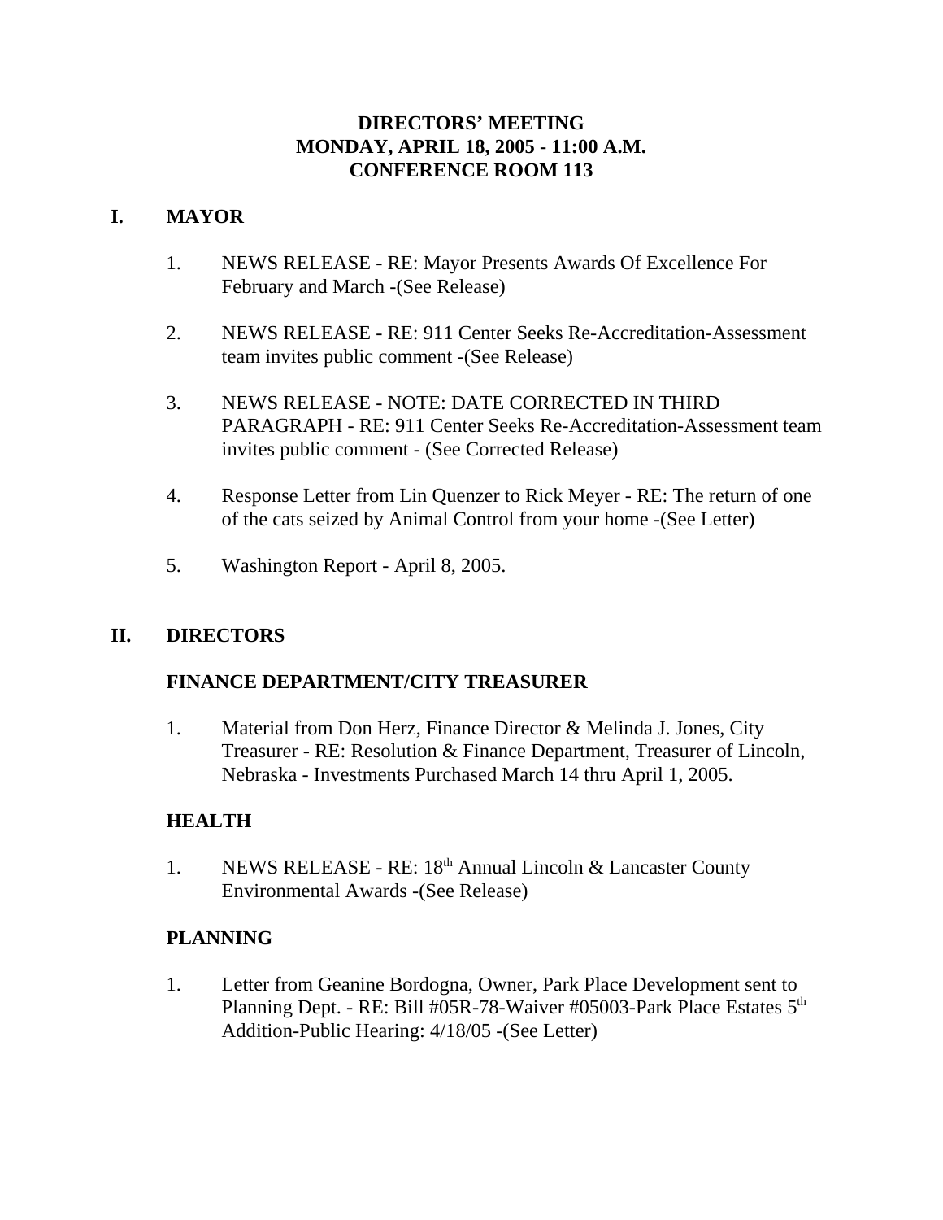# DIRECTORS' MEETING
# MONDAY, APRIL 18, 2005 - 11:00 A.M.
# CONFERENCE ROOM 113

## I. MAYOR

1. NEWS RELEASE - RE: Mayor Presents Awards Of Excellence For February and March -(See Release)

2. NEWS RELEASE - RE: 911 Center Seeks Re-Accreditation-Assessment team invites public comment -(See Release)

3. NEWS RELEASE - NOTE: DATE CORRECTED IN THIRD PARAGRAPH - RE: 911 Center Seeks Re-Accreditation-Assessment team invites public comment - (See Corrected Release)

4. Response Letter from Lin Quenzer to Rick Meyer - RE: The return of one of the cats seized by Animal Control from your home -(See Letter)

5. Washington Report - April 8, 2005.

## II. DIRECTORS

### FINANCE DEPARTMENT/CITY TREASURER

1. Material from Don Herz, Finance Director & Melinda J. Jones, City Treasurer - RE: Resolution & Finance Department, Treasurer of Lincoln, Nebraska - Investments Purchased March 14 thru April 1, 2005.

### HEALTH

1. NEWS RELEASE - RE: 18th Annual Lincoln & Lancaster County Environmental Awards -(See Release)

### PLANNING

1. Letter from Geanine Bordogna, Owner, Park Place Development sent to Planning Dept. - RE: Bill #05R-78-Waiver #05003-Park Place Estates 5th Addition-Public Hearing: 4/18/05 -(See Letter)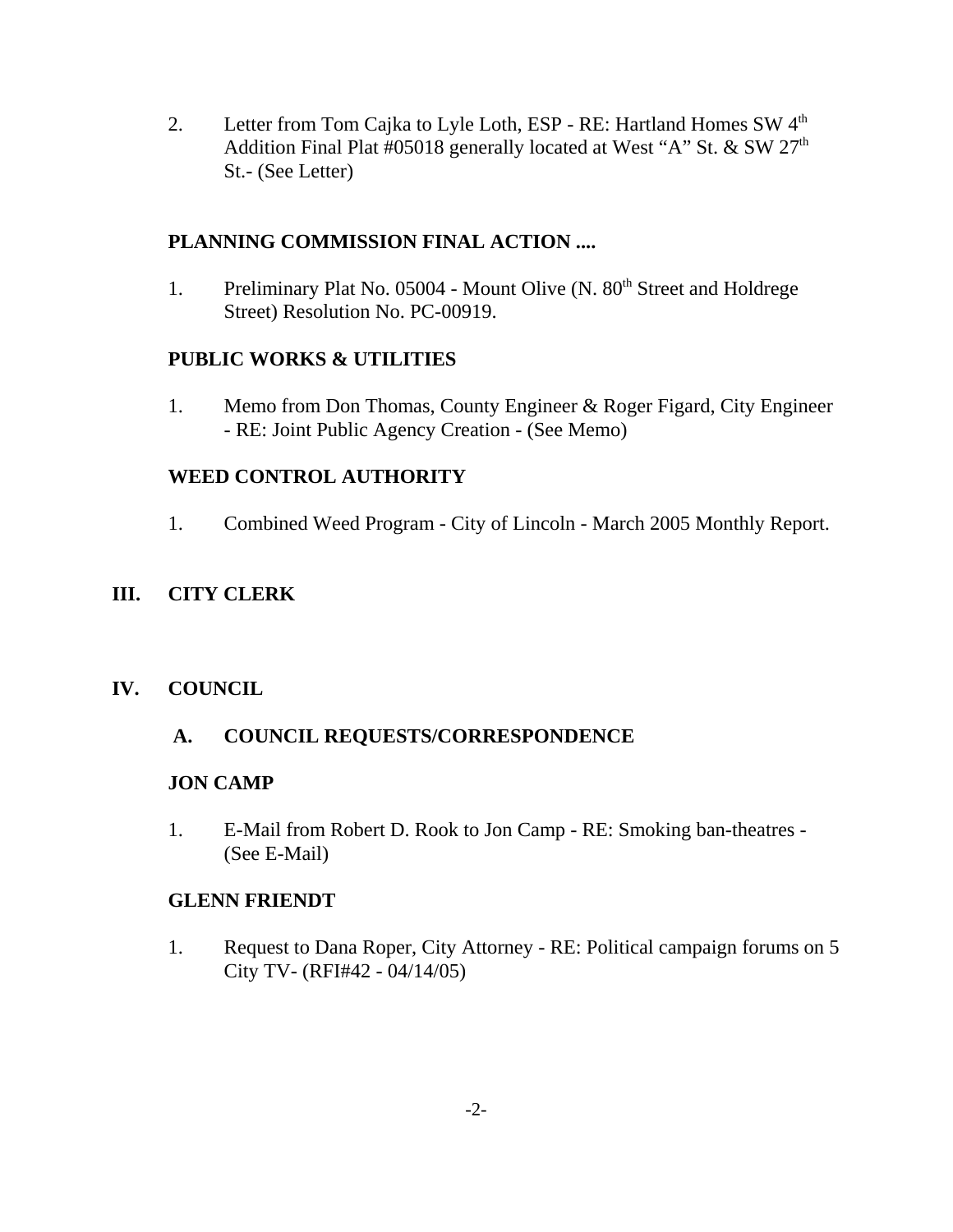2. Letter from Tom Cajka to Lyle Loth, ESP - RE: Hartland Homes SW 4th Addition Final Plat #05018 generally located at West "A" St. & SW 27th St.- (See Letter)

**PLANNING COMMISSION FINAL ACTION ....**

1. Preliminary Plat No. 05004 - Mount Olive (N. 80th Street and Holdrege Street) Resolution No. PC-00919.

**PUBLIC WORKS & UTILITIES**

1. Memo from Don Thomas, County Engineer & Roger Figard, City Engineer - RE: Joint Public Agency Creation - (See Memo)

**WEED CONTROL AUTHORITY**

1. Combined Weed Program - City of Lincoln - March 2005 Monthly Report.

## III. CITY CLERK

## IV. COUNCIL

### A. COUNCIL REQUESTS/CORRESPONDENCE

**JON CAMP**

1. E-Mail from Robert D. Rook to Jon Camp - RE: Smoking ban-theatres - (See E-Mail)

**GLENN FRIENDT**

1. Request to Dana Roper, City Attorney - RE: Political campaign forums on 5 City TV- (RFI#42 - 04/14/05)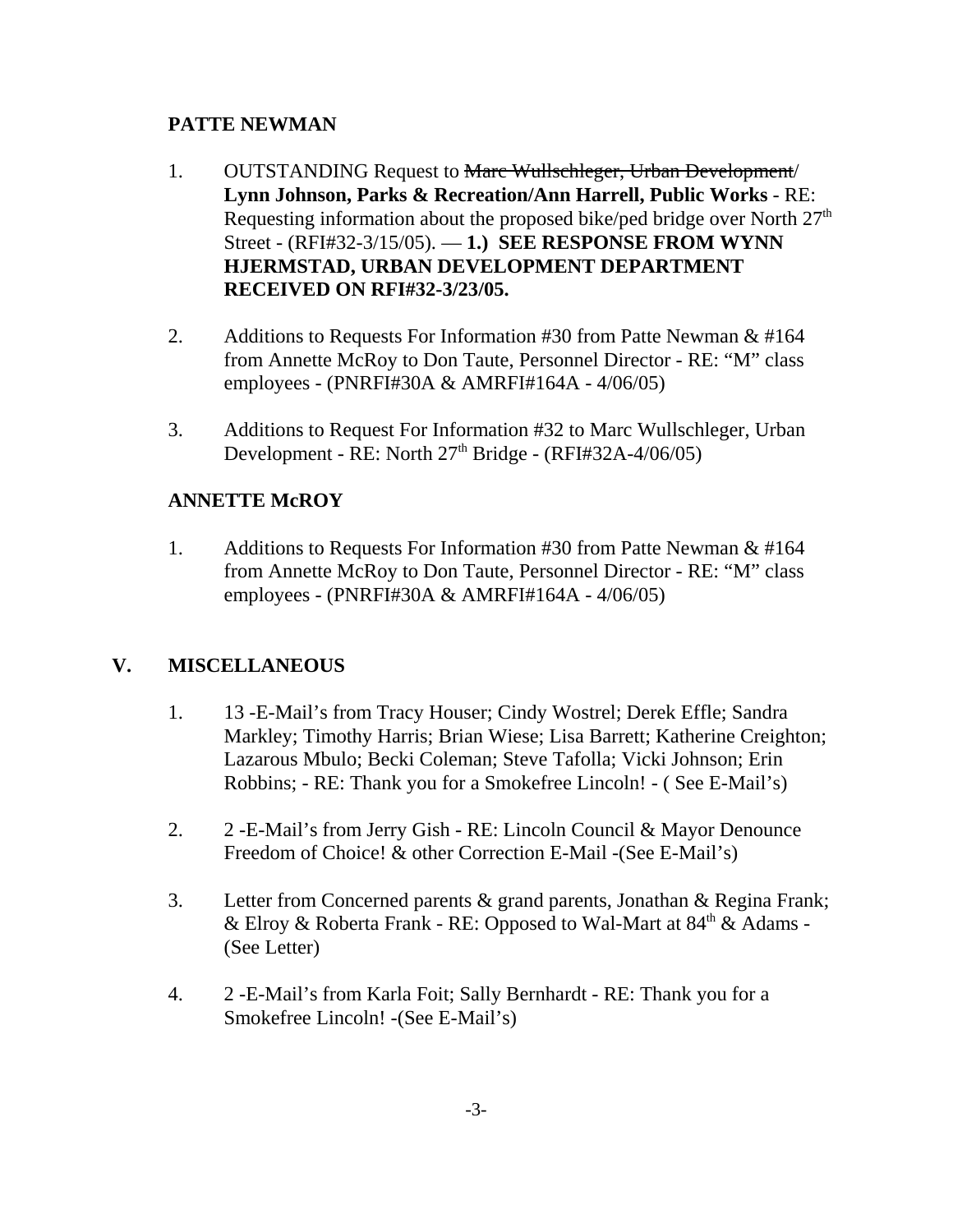**PATTE NEWMAN**

1. OUTSTANDING Request to ~~Marc Wullschleger, Urban Development~~/ **Lynn Johnson, Parks & Recreation/Ann Harrell, Public Works** - RE: Requesting information about the proposed bike/ped bridge over North 27th Street - (RFI#32-3/15/05). — **1.) SEE RESPONSE FROM WYNN HJERMSTAD, URBAN DEVELOPMENT DEPARTMENT RECEIVED ON RFI#32-3/23/05.**

2. Additions to Requests For Information #30 from Patte Newman & #164 from Annette McRoy to Don Taute, Personnel Director - RE: "M" class employees - (PNRFI#30A & AMRFI#164A - 4/06/05)

3. Additions to Request For Information #32 to Marc Wullschleger, Urban Development - RE: North 27th Bridge - (RFI#32A-4/06/05)

**ANNETTE McROY**

1. Additions to Requests For Information #30 from Patte Newman & #164 from Annette McRoy to Don Taute, Personnel Director - RE: "M" class employees - (PNRFI#30A & AMRFI#164A - 4/06/05)

## V. MISCELLANEOUS

1. 13 -E-Mail's from Tracy Houser; Cindy Wostrel; Derek Effle; Sandra Markley; Timothy Harris; Brian Wiese; Lisa Barrett; Katherine Creighton; Lazarous Mbulo; Becki Coleman; Steve Tafolla; Vicki Johnson; Erin Robbins; - RE: Thank you for a Smokefree Lincoln! - ( See E-Mail's)

2. 2 -E-Mail's from Jerry Gish - RE: Lincoln Council & Mayor Denounce Freedom of Choice! & other Correction E-Mail -(See E-Mail's)

3. Letter from Concerned parents & grand parents, Jonathan & Regina Frank; & Elroy & Roberta Frank - RE: Opposed to Wal-Mart at 84th & Adams - (See Letter)

4. 2 -E-Mail's from Karla Foit; Sally Bernhardt - RE: Thank you for a Smokefree Lincoln! -(See E-Mail's)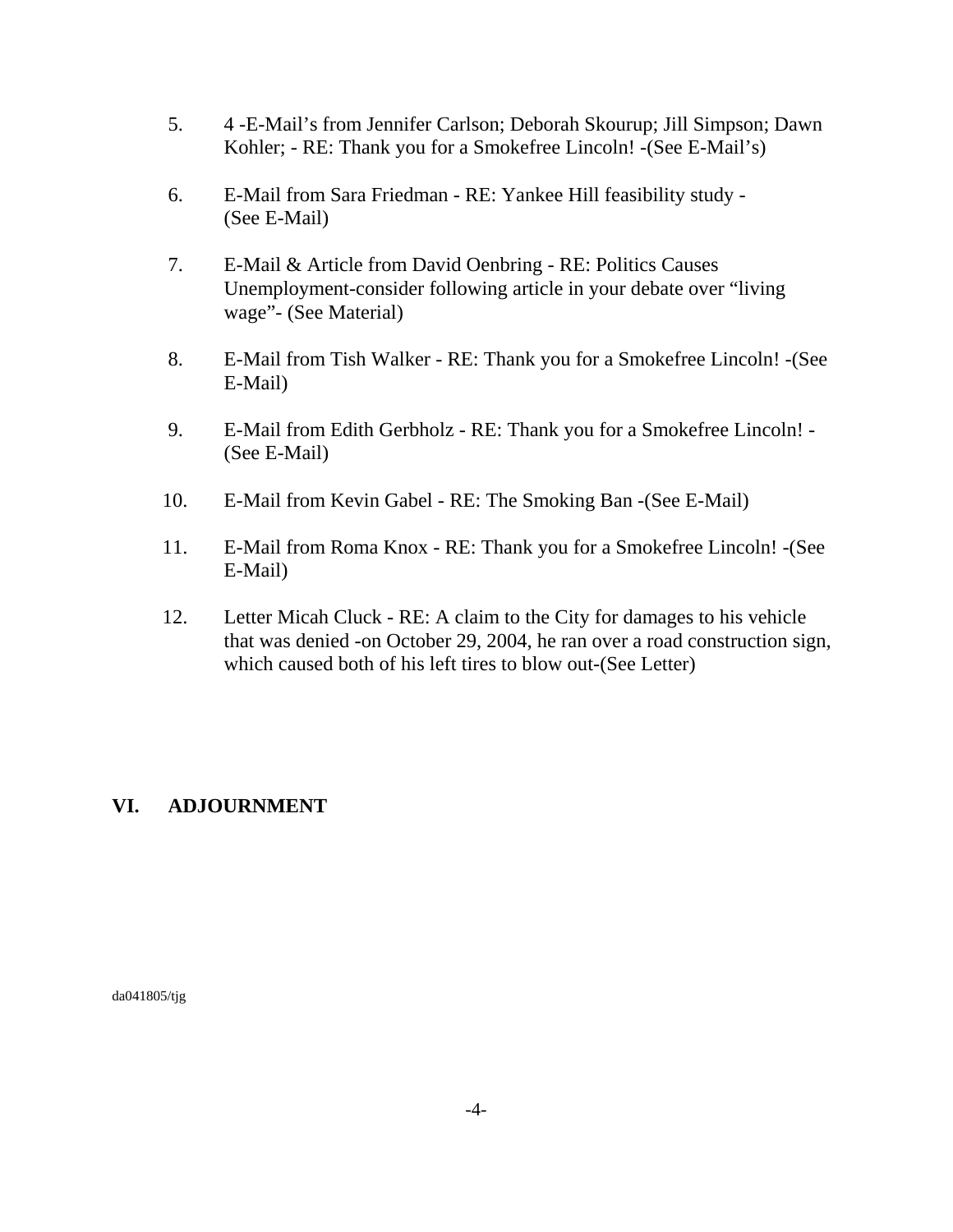5. 4 -E-Mail's from Jennifer Carlson; Deborah Skourup; Jill Simpson; Dawn Kohler; - RE: Thank you for a Smokefree Lincoln! -(See E-Mail's)

6. E-Mail from Sara Friedman - RE: Yankee Hill feasibility study - (See E-Mail)

7. E-Mail & Article from David Oenbring - RE: Politics Causes Unemployment-consider following article in your debate over "living wage"- (See Material)

8. E-Mail from Tish Walker - RE: Thank you for a Smokefree Lincoln! -(See E-Mail)

9. E-Mail from Edith Gerbholz - RE: Thank you for a Smokefree Lincoln! - (See E-Mail)

10. E-Mail from Kevin Gabel - RE: The Smoking Ban -(See E-Mail)

11. E-Mail from Roma Knox - RE: Thank you for a Smokefree Lincoln! -(See E-Mail)

12. Letter Micah Cluck - RE: A claim to the City for damages to his vehicle that was denied -on October 29, 2004, he ran over a road construction sign, which caused both of his left tires to blow out-(See Letter)

## VI. ADJOURNMENT

da041805/tjg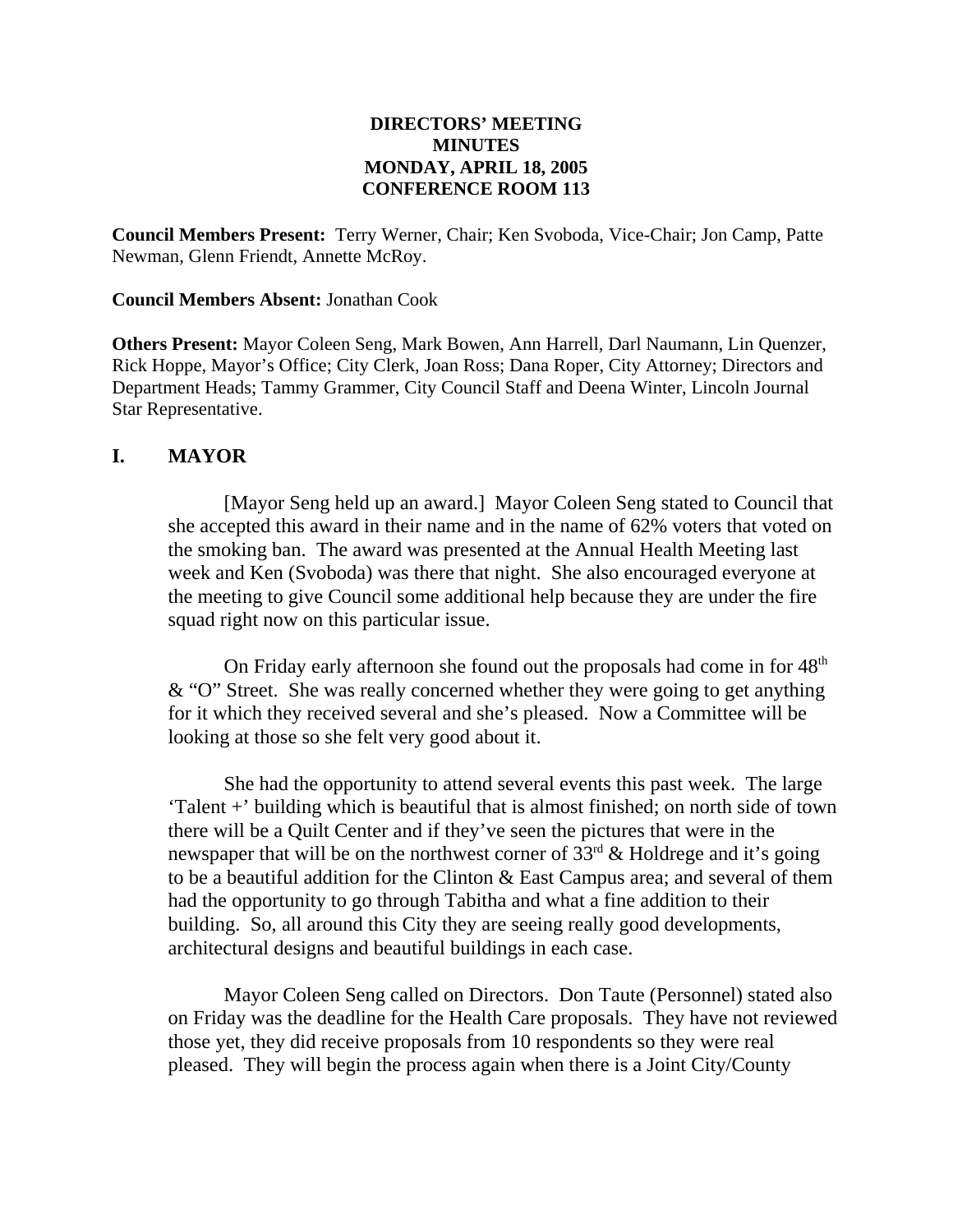**DIRECTORS' MEETING**
**MINUTES**
**MONDAY, APRIL 18, 2005**
**CONFERENCE ROOM 113**

**Council Members Present:** Terry Werner, Chair; Ken Svoboda, Vice-Chair; Jon Camp, Patte Newman, Glenn Friendt, Annette McRoy.

**Council Members Absent:** Jonathan Cook

**Others Present:** Mayor Coleen Seng, Mark Bowen, Ann Harrell, Darl Naumann, Lin Quenzer, Rick Hoppe, Mayor's Office; City Clerk, Joan Ross; Dana Roper, City Attorney; Directors and Department Heads; Tammy Grammer, City Council Staff and Deena Winter, Lincoln Journal Star Representative.

## I. MAYOR

[Mayor Seng held up an award.] Mayor Coleen Seng stated to Council that she accepted this award in their name and in the name of 62% voters that voted on the smoking ban. The award was presented at the Annual Health Meeting last week and Ken (Svoboda) was there that night. She also encouraged everyone at the meeting to give Council some additional help because they are under the fire squad right now on this particular issue.

On Friday early afternoon she found out the proposals had come in for 48th & "O" Street. She was really concerned whether they were going to get anything for it which they received several and she's pleased. Now a Committee will be looking at those so she felt very good about it.

She had the opportunity to attend several events this past week. The large 'Talent +' building which is beautiful that is almost finished; on north side of town there will be a Quilt Center and if they've seen the pictures that were in the newspaper that will be on the northwest corner of 33rd & Holdrege and it's going to be a beautiful addition for the Clinton & East Campus area; and several of them had the opportunity to go through Tabitha and what a fine addition to their building. So, all around this City they are seeing really good developments, architectural designs and beautiful buildings in each case.

Mayor Coleen Seng called on Directors. Don Taute (Personnel) stated also on Friday was the deadline for the Health Care proposals. They have not reviewed those yet, they did receive proposals from 10 respondents so they were real pleased. They will begin the process again when there is a Joint City/County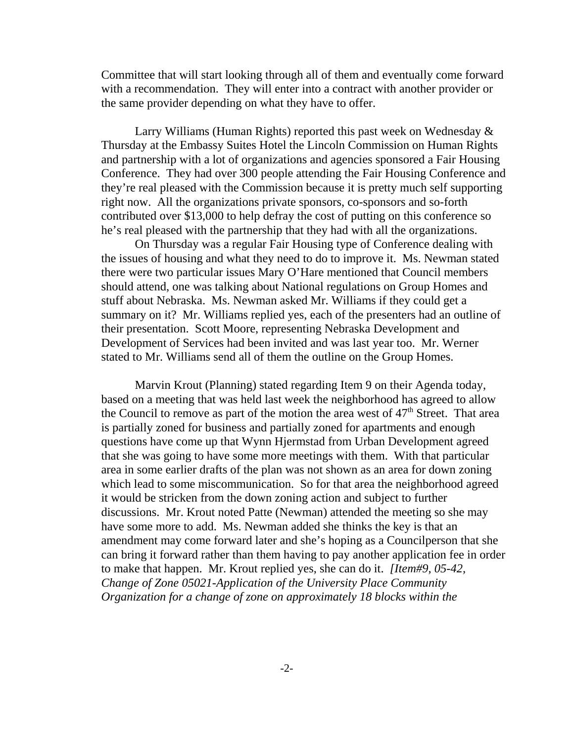Committee that will start looking through all of them and eventually come forward with a recommendation. They will enter into a contract with another provider or the same provider depending on what they have to offer.

Larry Williams (Human Rights) reported this past week on Wednesday & Thursday at the Embassy Suites Hotel the Lincoln Commission on Human Rights and partnership with a lot of organizations and agencies sponsored a Fair Housing Conference. They had over 300 people attending the Fair Housing Conference and they're real pleased with the Commission because it is pretty much self supporting right now. All the organizations private sponsors, co-sponsors and so-forth contributed over $13,000 to help defray the cost of putting on this conference so he's real pleased with the partnership that they had with all the organizations.

On Thursday was a regular Fair Housing type of Conference dealing with the issues of housing and what they need to do to improve it. Ms. Newman stated there were two particular issues Mary O'Hare mentioned that Council members should attend, one was talking about National regulations on Group Homes and stuff about Nebraska. Ms. Newman asked Mr. Williams if they could get a summary on it? Mr. Williams replied yes, each of the presenters had an outline of their presentation. Scott Moore, representing Nebraska Development and Development of Services had been invited and was last year too. Mr. Werner stated to Mr. Williams send all of them the outline on the Group Homes.

Marvin Krout (Planning) stated regarding Item 9 on their Agenda today, based on a meeting that was held last week the neighborhood has agreed to allow the Council to remove as part of the motion the area west of 47th Street. That area is partially zoned for business and partially zoned for apartments and enough questions have come up that Wynn Hjermstad from Urban Development agreed that she was going to have some more meetings with them. With that particular area in some earlier drafts of the plan was not shown as an area for down zoning which lead to some miscommunication. So for that area the neighborhood agreed it would be stricken from the down zoning action and subject to further discussions. Mr. Krout noted Patte (Newman) attended the meeting so she may have some more to add. Ms. Newman added she thinks the key is that an amendment may come forward later and she's hoping as a Councilperson that she can bring it forward rather than them having to pay another application fee in order to make that happen. Mr. Krout replied yes, she can do it. *[Item#9, 05-42, Change of Zone 05021-Application of the University Place Community Organization for a change of zone on approximately 18 blocks within the*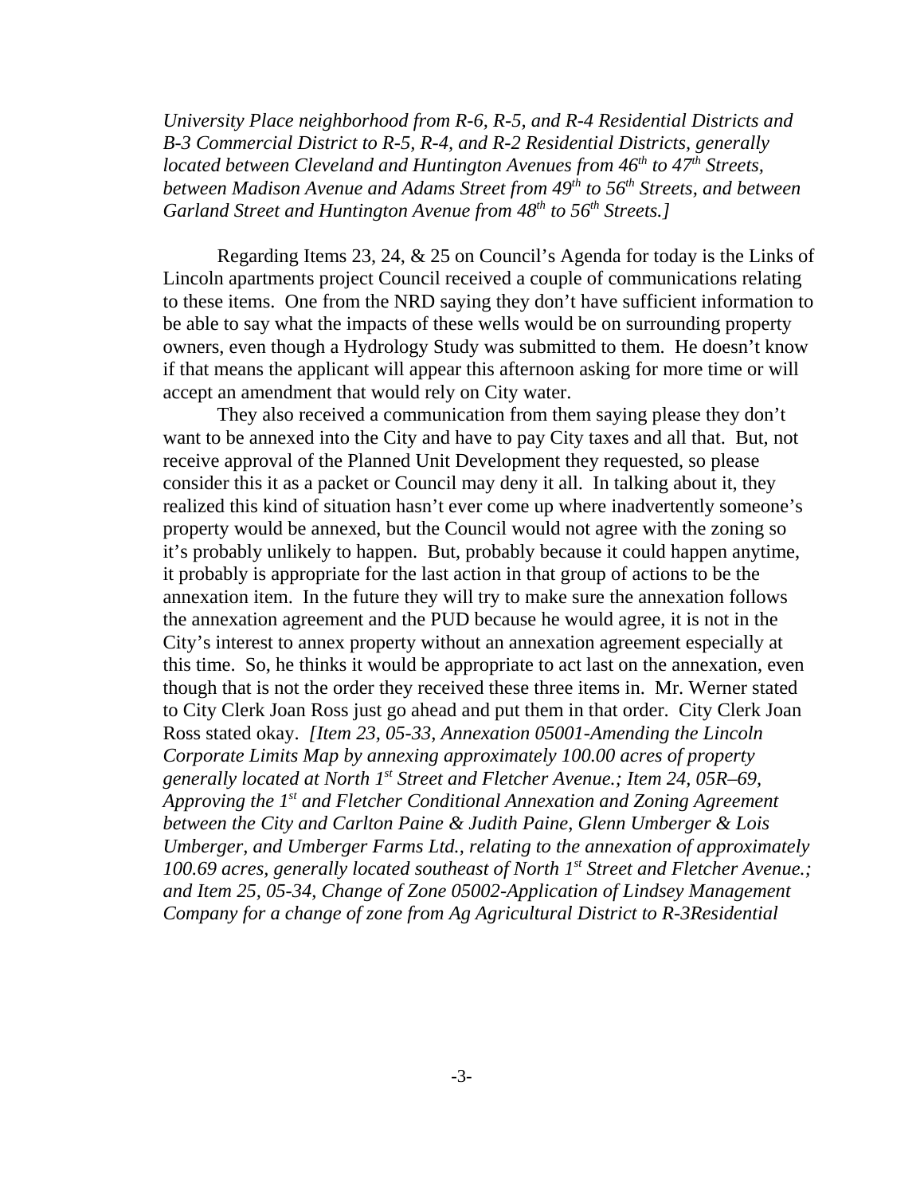*University Place neighborhood from R-6, R-5, and R-4 Residential Districts and B-3 Commercial District to R-5, R-4, and R-2 Residential Districts, generally located between Cleveland and Huntington Avenues from 46th to 47th Streets, between Madison Avenue and Adams Street from 49th to 56th Streets, and between Garland Street and Huntington Avenue from 48th to 56th Streets.]*

Regarding Items 23, 24, & 25 on Council's Agenda for today is the Links of Lincoln apartments project Council received a couple of communications relating to these items. One from the NRD saying they don't have sufficient information to be able to say what the impacts of these wells would be on surrounding property owners, even though a Hydrology Study was submitted to them. He doesn't know if that means the applicant will appear this afternoon asking for more time or will accept an amendment that would rely on City water.

They also received a communication from them saying please they don't want to be annexed into the City and have to pay City taxes and all that. But, not receive approval of the Planned Unit Development they requested, so please consider this it as a packet or Council may deny it all. In talking about it, they realized this kind of situation hasn't ever come up where inadvertently someone's property would be annexed, but the Council would not agree with the zoning so it's probably unlikely to happen. But, probably because it could happen anytime, it probably is appropriate for the last action in that group of actions to be the annexation item. In the future they will try to make sure the annexation follows the annexation agreement and the PUD because he would agree, it is not in the City's interest to annex property without an annexation agreement especially at this time. So, he thinks it would be appropriate to act last on the annexation, even though that is not the order they received these three items in. Mr. Werner stated to City Clerk Joan Ross just go ahead and put them in that order. City Clerk Joan Ross stated okay. *[Item 23, 05-33, Annexation 05001-Amending the Lincoln Corporate Limits Map by annexing approximately 100.00 acres of property generally located at North 1st Street and Fletcher Avenue.; Item 24, 05R–69, Approving the 1st and Fletcher Conditional Annexation and Zoning Agreement between the City and Carlton Paine & Judith Paine, Glenn Umberger & Lois Umberger, and Umberger Farms Ltd., relating to the annexation of approximately 100.69 acres, generally located southeast of North 1st Street and Fletcher Avenue.; and Item 25, 05-34, Change of Zone 05002-Application of Lindsey Management Company for a change of zone from Ag Agricultural District to R-3Residential*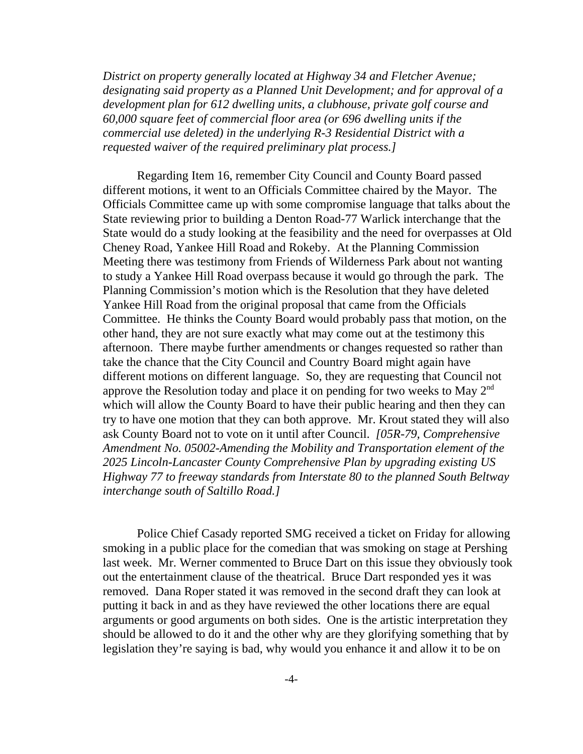*District on property generally located at Highway 34 and Fletcher Avenue; designating said property as a Planned Unit Development; and for approval of a development plan for 612 dwelling units, a clubhouse, private golf course and 60,000 square feet of commercial floor area (or 696 dwelling units if the commercial use deleted) in the underlying R-3 Residential District with a requested waiver of the required preliminary plat process.]*

Regarding Item 16, remember City Council and County Board passed different motions, it went to an Officials Committee chaired by the Mayor. The Officials Committee came up with some compromise language that talks about the State reviewing prior to building a Denton Road-77 Warlick interchange that the State would do a study looking at the feasibility and the need for overpasses at Old Cheney Road, Yankee Hill Road and Rokeby. At the Planning Commission Meeting there was testimony from Friends of Wilderness Park about not wanting to study a Yankee Hill Road overpass because it would go through the park. The Planning Commission's motion which is the Resolution that they have deleted Yankee Hill Road from the original proposal that came from the Officials Committee. He thinks the County Board would probably pass that motion, on the other hand, they are not sure exactly what may come out at the testimony this afternoon. There maybe further amendments or changes requested so rather than take the chance that the City Council and Country Board might again have different motions on different language. So, they are requesting that Council not approve the Resolution today and place it on pending for two weeks to May 2nd which will allow the County Board to have their public hearing and then they can try to have one motion that they can both approve. Mr. Krout stated they will also ask County Board not to vote on it until after Council. *[05R-79, Comprehensive Amendment No. 05002-Amending the Mobility and Transportation element of the 2025 Lincoln-Lancaster County Comprehensive Plan by upgrading existing US Highway 77 to freeway standards from Interstate 80 to the planned South Beltway interchange south of Saltillo Road.]*

Police Chief Casady reported SMG received a ticket on Friday for allowing smoking in a public place for the comedian that was smoking on stage at Pershing last week. Mr. Werner commented to Bruce Dart on this issue they obviously took out the entertainment clause of the theatrical. Bruce Dart responded yes it was removed. Dana Roper stated it was removed in the second draft they can look at putting it back in and as they have reviewed the other locations there are equal arguments or good arguments on both sides. One is the artistic interpretation they should be allowed to do it and the other why are they glorifying something that by legislation they're saying is bad, why would you enhance it and allow it to be on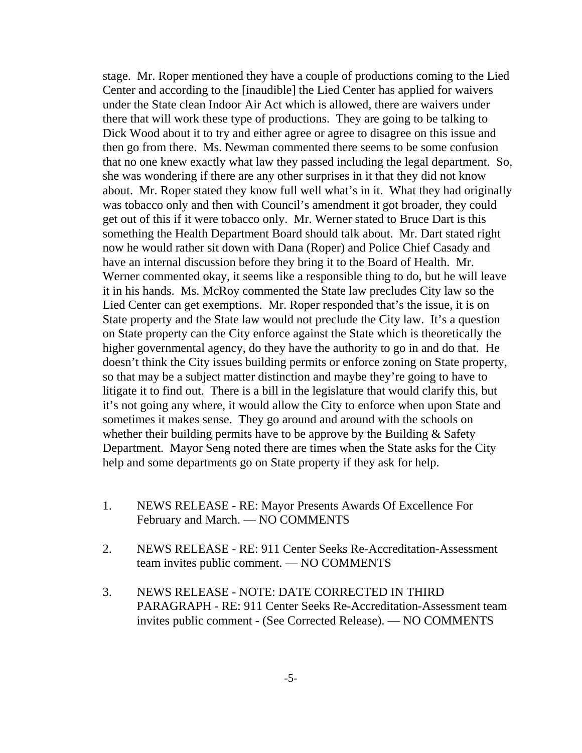stage. Mr. Roper mentioned they have a couple of productions coming to the Lied Center and according to the [inaudible] the Lied Center has applied for waivers under the State clean Indoor Air Act which is allowed, there are waivers under there that will work these type of productions. They are going to be talking to Dick Wood about it to try and either agree or agree to disagree on this issue and then go from there. Ms. Newman commented there seems to be some confusion that no one knew exactly what law they passed including the legal department. So, she was wondering if there are any other surprises in it that they did not know about. Mr. Roper stated they know full well what's in it. What they had originally was tobacco only and then with Council's amendment it got broader, they could get out of this if it were tobacco only. Mr. Werner stated to Bruce Dart is this something the Health Department Board should talk about. Mr. Dart stated right now he would rather sit down with Dana (Roper) and Police Chief Casady and have an internal discussion before they bring it to the Board of Health. Mr. Werner commented okay, it seems like a responsible thing to do, but he will leave it in his hands. Ms. McRoy commented the State law precludes City law so the Lied Center can get exemptions. Mr. Roper responded that's the issue, it is on State property and the State law would not preclude the City law. It's a question on State property can the City enforce against the State which is theoretically the higher governmental agency, do they have the authority to go in and do that. He doesn't think the City issues building permits or enforce zoning on State property, so that may be a subject matter distinction and maybe they're going to have to litigate it to find out. There is a bill in the legislature that would clarify this, but it's not going any where, it would allow the City to enforce when upon State and sometimes it makes sense. They go around and around with the schools on whether their building permits have to be approve by the Building & Safety Department. Mayor Seng noted there are times when the State asks for the City help and some departments go on State property if they ask for help.

1. NEWS RELEASE - RE: Mayor Presents Awards Of Excellence For February and March. — NO COMMENTS

2. NEWS RELEASE - RE: 911 Center Seeks Re-Accreditation-Assessment team invites public comment. — NO COMMENTS

3. NEWS RELEASE - NOTE: DATE CORRECTED IN THIRD PARAGRAPH - RE: 911 Center Seeks Re-Accreditation-Assessment team invites public comment - (See Corrected Release). — NO COMMENTS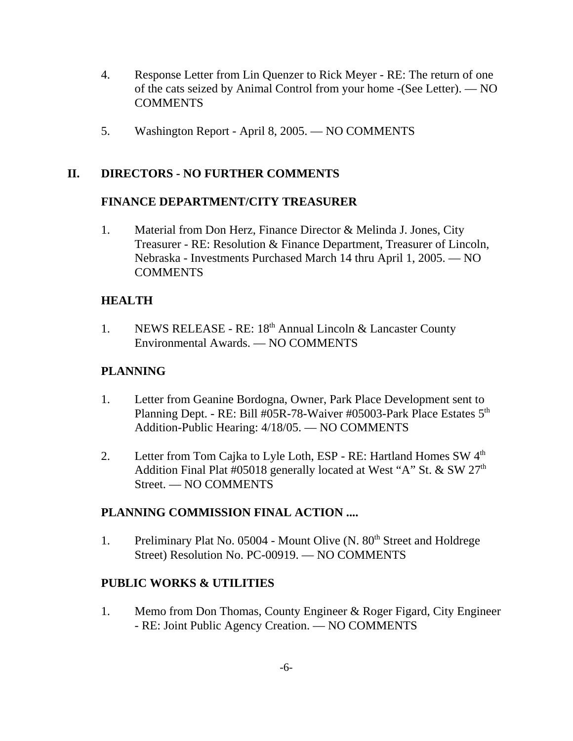4. Response Letter from Lin Quenzer to Rick Meyer - RE: The return of one of the cats seized by Animal Control from your home -(See Letter). — NO COMMENTS

5. Washington Report - April 8, 2005. — NO COMMENTS

## II. DIRECTORS - NO FURTHER COMMENTS

### FINANCE DEPARTMENT/CITY TREASURER

1. Material from Don Herz, Finance Director & Melinda J. Jones, City Treasurer - RE: Resolution & Finance Department, Treasurer of Lincoln, Nebraska - Investments Purchased March 14 thru April 1, 2005. — NO COMMENTS

### HEALTH

1. NEWS RELEASE - RE: 18th Annual Lincoln & Lancaster County Environmental Awards. — NO COMMENTS

### PLANNING

1. Letter from Geanine Bordogna, Owner, Park Place Development sent to Planning Dept. - RE: Bill #05R-78-Waiver #05003-Park Place Estates 5th Addition-Public Hearing: 4/18/05. — NO COMMENTS

2. Letter from Tom Cajka to Lyle Loth, ESP - RE: Hartland Homes SW 4th Addition Final Plat #05018 generally located at West "A" St. & SW 27th Street. — NO COMMENTS

### PLANNING COMMISSION FINAL ACTION ....

1. Preliminary Plat No. 05004 - Mount Olive (N. 80th Street and Holdrege Street) Resolution No. PC-00919. — NO COMMENTS

### PUBLIC WORKS & UTILITIES

1. Memo from Don Thomas, County Engineer & Roger Figard, City Engineer - RE: Joint Public Agency Creation. — NO COMMENTS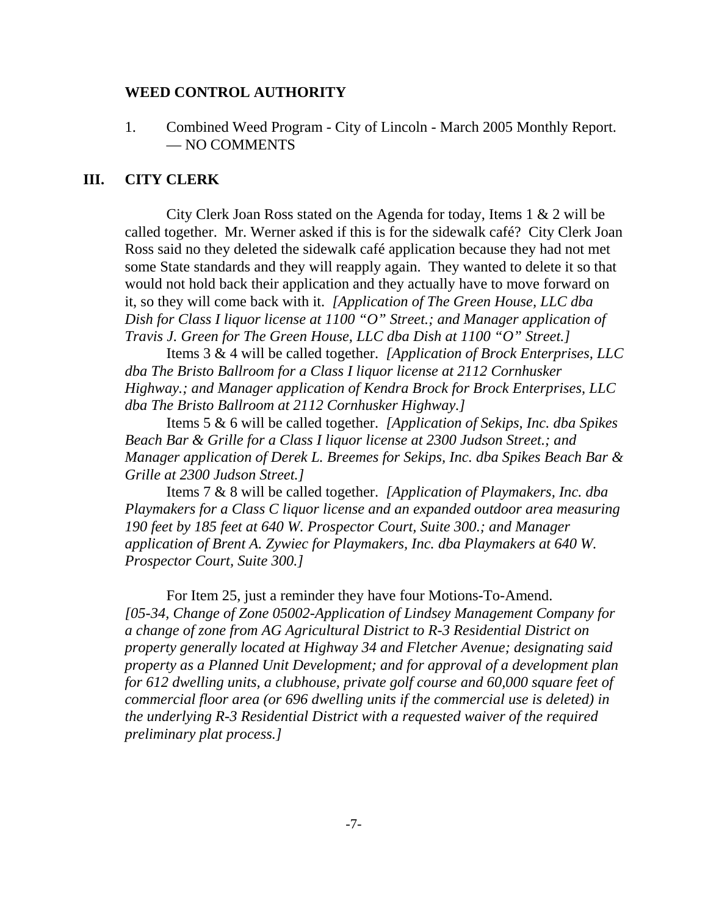**WEED CONTROL AUTHORITY**

1. Combined Weed Program - City of Lincoln - March 2005 Monthly Report. — NO COMMENTS

## III. CITY CLERK

City Clerk Joan Ross stated on the Agenda for today, Items 1 & 2 will be called together. Mr. Werner asked if this is for the sidewalk café? City Clerk Joan Ross said no they deleted the sidewalk café application because they had not met some State standards and they will reapply again. They wanted to delete it so that would not hold back their application and they actually have to move forward on it, so they will come back with it. *[Application of The Green House, LLC dba Dish for Class I liquor license at 1100 "O" Street.; and Manager application of Travis J. Green for The Green House, LLC dba Dish at 1100 "O" Street.]*

Items 3 & 4 will be called together. *[Application of Brock Enterprises, LLC dba The Bristo Ballroom for a Class I liquor license at 2112 Cornhusker Highway.; and Manager application of Kendra Brock for Brock Enterprises, LLC dba The Bristo Ballroom at 2112 Cornhusker Highway.]*

Items 5 & 6 will be called together. *[Application of Sekips, Inc. dba Spikes Beach Bar & Grille for a Class I liquor license at 2300 Judson Street.; and Manager application of Derek L. Breemes for Sekips, Inc. dba Spikes Beach Bar & Grille at 2300 Judson Street.]*

Items 7 & 8 will be called together. *[Application of Playmakers, Inc. dba Playmakers for a Class C liquor license and an expanded outdoor area measuring 190 feet by 185 feet at 640 W. Prospector Court, Suite 300.; and Manager application of Brent A. Zywiec for Playmakers, Inc. dba Playmakers at 640 W. Prospector Court, Suite 300.]*

For Item 25, just a reminder they have four Motions-To-Amend. *[05-34, Change of Zone 05002-Application of Lindsey Management Company for a change of zone from AG Agricultural District to R-3 Residential District on property generally located at Highway 34 and Fletcher Avenue; designating said property as a Planned Unit Development; and for approval of a development plan for 612 dwelling units, a clubhouse, private golf course and 60,000 square feet of commercial floor area (or 696 dwelling units if the commercial use is deleted) in the underlying R-3 Residential District with a requested waiver of the required preliminary plat process.]*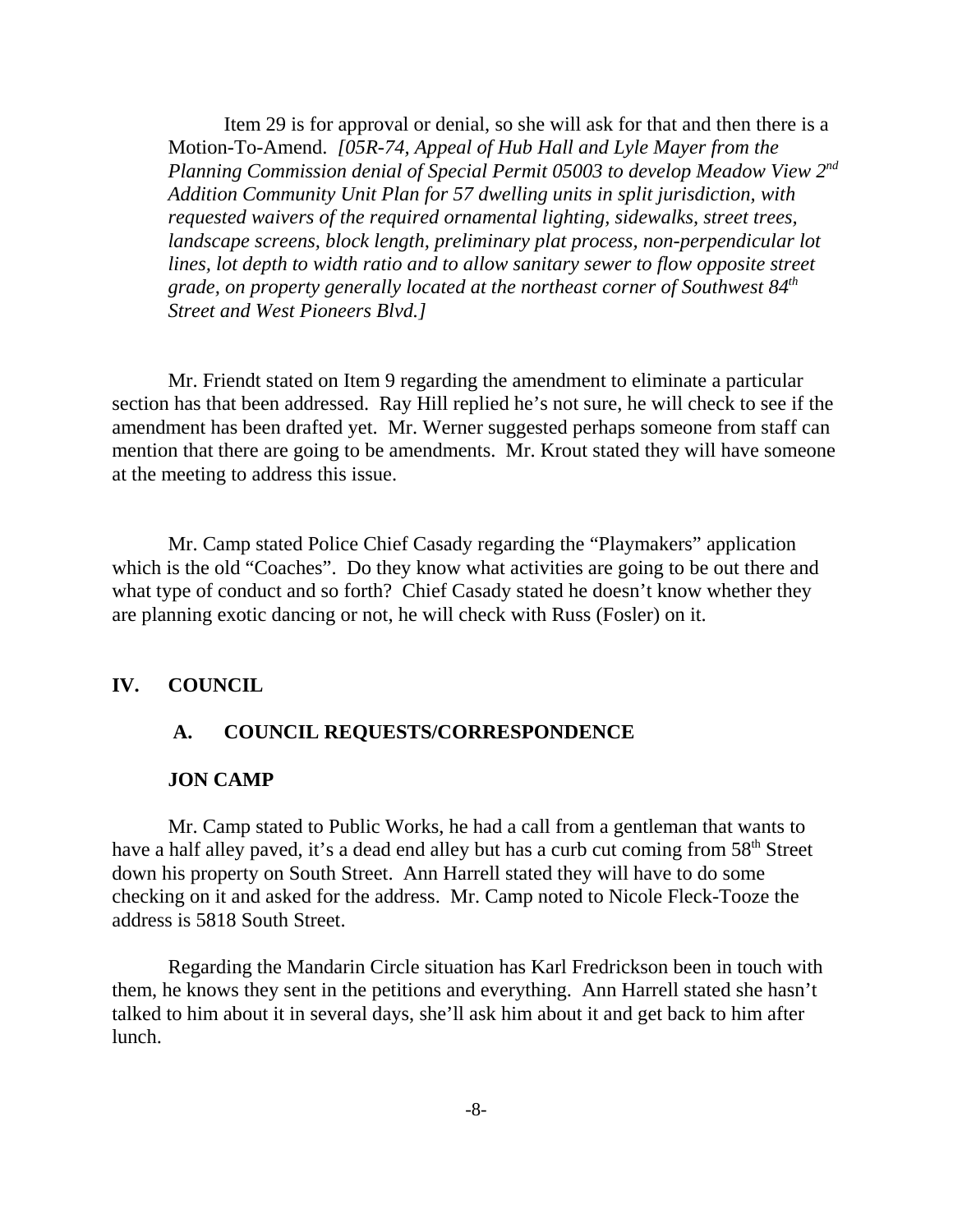Item 29 is for approval or denial, so she will ask for that and then there is a Motion-To-Amend. *[05R-74, Appeal of Hub Hall and Lyle Mayer from the Planning Commission denial of Special Permit 05003 to develop Meadow View 2nd Addition Community Unit Plan for 57 dwelling units in split jurisdiction, with requested waivers of the required ornamental lighting, sidewalks, street trees, landscape screens, block length, preliminary plat process, non-perpendicular lot lines, lot depth to width ratio and to allow sanitary sewer to flow opposite street grade, on property generally located at the northeast corner of Southwest 84th Street and West Pioneers Blvd.]*

Mr. Friendt stated on Item 9 regarding the amendment to eliminate a particular section has that been addressed. Ray Hill replied he's not sure, he will check to see if the amendment has been drafted yet. Mr. Werner suggested perhaps someone from staff can mention that there are going to be amendments. Mr. Krout stated they will have someone at the meeting to address this issue.

Mr. Camp stated Police Chief Casady regarding the "Playmakers" application which is the old "Coaches". Do they know what activities are going to be out there and what type of conduct and so forth? Chief Casady stated he doesn't know whether they are planning exotic dancing or not, he will check with Russ (Fosler) on it.

## IV. COUNCIL

### A. COUNCIL REQUESTS/CORRESPONDENCE

**JON CAMP**

Mr. Camp stated to Public Works, he had a call from a gentleman that wants to have a half alley paved, it's a dead end alley but has a curb cut coming from 58th Street down his property on South Street. Ann Harrell stated they will have to do some checking on it and asked for the address. Mr. Camp noted to Nicole Fleck-Tooze the address is 5818 South Street.

Regarding the Mandarin Circle situation has Karl Fredrickson been in touch with them, he knows they sent in the petitions and everything. Ann Harrell stated she hasn't talked to him about it in several days, she'll ask him about it and get back to him after lunch.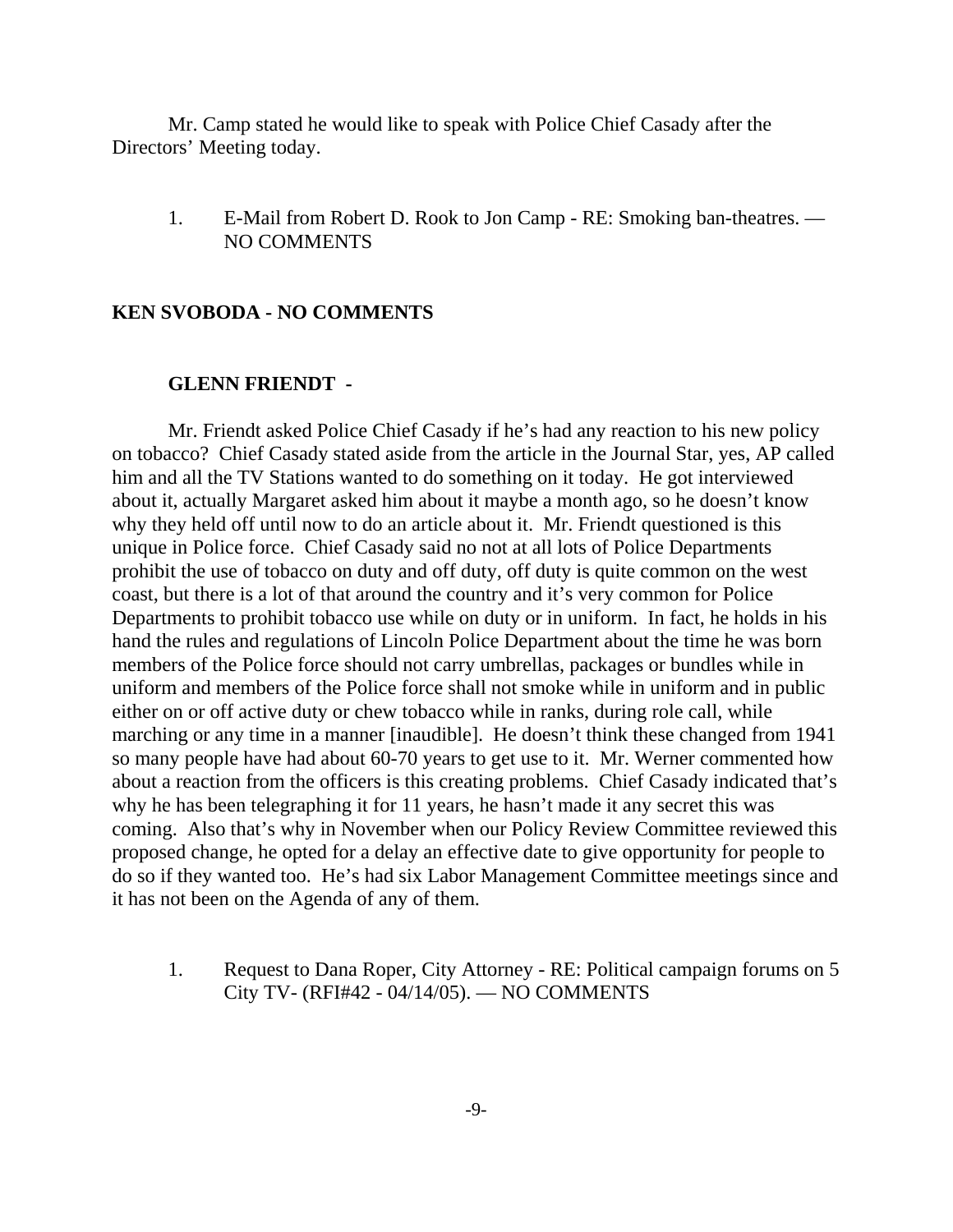Mr. Camp stated he would like to speak with Police Chief Casady after the Directors' Meeting today.

1. E-Mail from Robert D. Rook to Jon Camp - RE: Smoking ban-theatres. — NO COMMENTS

**KEN SVOBODA - NO COMMENTS**

**GLENN FRIENDT -**

Mr. Friendt asked Police Chief Casady if he's had any reaction to his new policy on tobacco? Chief Casady stated aside from the article in the Journal Star, yes, AP called him and all the TV Stations wanted to do something on it today. He got interviewed about it, actually Margaret asked him about it maybe a month ago, so he doesn't know why they held off until now to do an article about it. Mr. Friendt questioned is this unique in Police force. Chief Casady said no not at all lots of Police Departments prohibit the use of tobacco on duty and off duty, off duty is quite common on the west coast, but there is a lot of that around the country and it's very common for Police Departments to prohibit tobacco use while on duty or in uniform. In fact, he holds in his hand the rules and regulations of Lincoln Police Department about the time he was born members of the Police force should not carry umbrellas, packages or bundles while in uniform and members of the Police force shall not smoke while in uniform and in public either on or off active duty or chew tobacco while in ranks, during role call, while marching or any time in a manner [inaudible]. He doesn't think these changed from 1941 so many people have had about 60-70 years to get use to it. Mr. Werner commented how about a reaction from the officers is this creating problems. Chief Casady indicated that's why he has been telegraphing it for 11 years, he hasn't made it any secret this was coming. Also that's why in November when our Policy Review Committee reviewed this proposed change, he opted for a delay an effective date to give opportunity for people to do so if they wanted too. He's had six Labor Management Committee meetings since and it has not been on the Agenda of any of them.

1. Request to Dana Roper, City Attorney - RE: Political campaign forums on 5 City TV- (RFI#42 - 04/14/05). — NO COMMENTS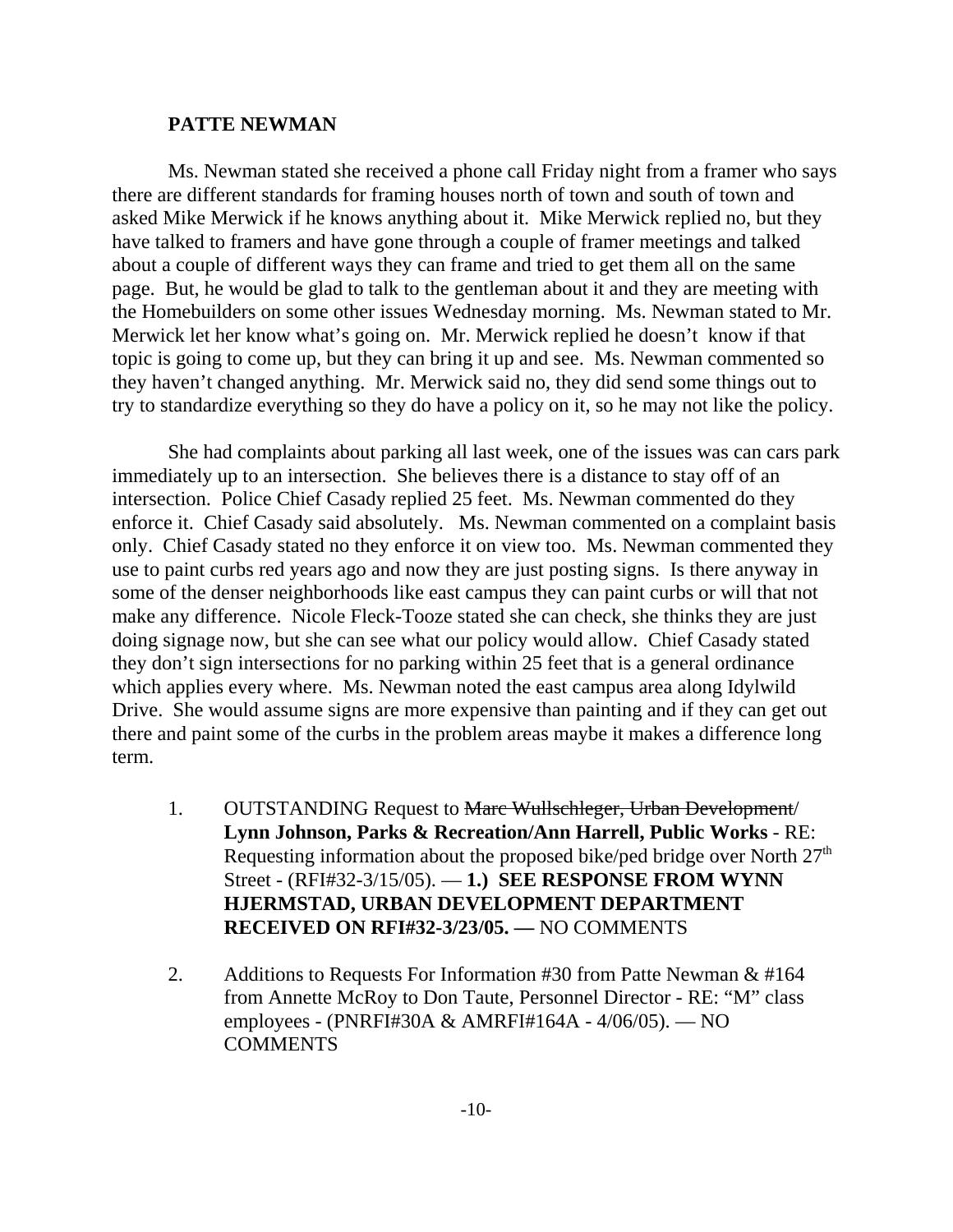**PATTE NEWMAN**

Ms. Newman stated she received a phone call Friday night from a framer who says there are different standards for framing houses north of town and south of town and asked Mike Merwick if he knows anything about it. Mike Merwick replied no, but they have talked to framers and have gone through a couple of framer meetings and talked about a couple of different ways they can frame and tried to get them all on the same page. But, he would be glad to talk to the gentleman about it and they are meeting with the Homebuilders on some other issues Wednesday morning. Ms. Newman stated to Mr. Merwick let her know what's going on. Mr. Merwick replied he doesn't know if that topic is going to come up, but they can bring it up and see. Ms. Newman commented so they haven't changed anything. Mr. Merwick said no, they did send some things out to try to standardize everything so they do have a policy on it, so he may not like the policy.

She had complaints about parking all last week, one of the issues was can cars park immediately up to an intersection. She believes there is a distance to stay off of an intersection. Police Chief Casady replied 25 feet. Ms. Newman commented do they enforce it. Chief Casady said absolutely. Ms. Newman commented on a complaint basis only. Chief Casady stated no they enforce it on view too. Ms. Newman commented they use to paint curbs red years ago and now they are just posting signs. Is there anyway in some of the denser neighborhoods like east campus they can paint curbs or will that not make any difference. Nicole Fleck-Tooze stated she can check, she thinks they are just doing signage now, but she can see what our policy would allow. Chief Casady stated they don't sign intersections for no parking within 25 feet that is a general ordinance which applies every where. Ms. Newman noted the east campus area along Idylwild Drive. She would assume signs are more expensive than painting and if they can get out there and paint some of the curbs in the problem areas maybe it makes a difference long term.

1. OUTSTANDING Request to ~~Marc Wullschleger, Urban Development~~/ **Lynn Johnson, Parks & Recreation/Ann Harrell, Public Works** - RE: Requesting information about the proposed bike/ped bridge over North 27th Street - (RFI#32-3/15/05). — **1.) SEE RESPONSE FROM WYNN HJERMSTAD, URBAN DEVELOPMENT DEPARTMENT RECEIVED ON RFI#32-3/23/05. —** NO COMMENTS

2. Additions to Requests For Information #30 from Patte Newman & #164 from Annette McRoy to Don Taute, Personnel Director - RE: "M" class employees - (PNRFI#30A & AMRFI#164A - 4/06/05). — NO COMMENTS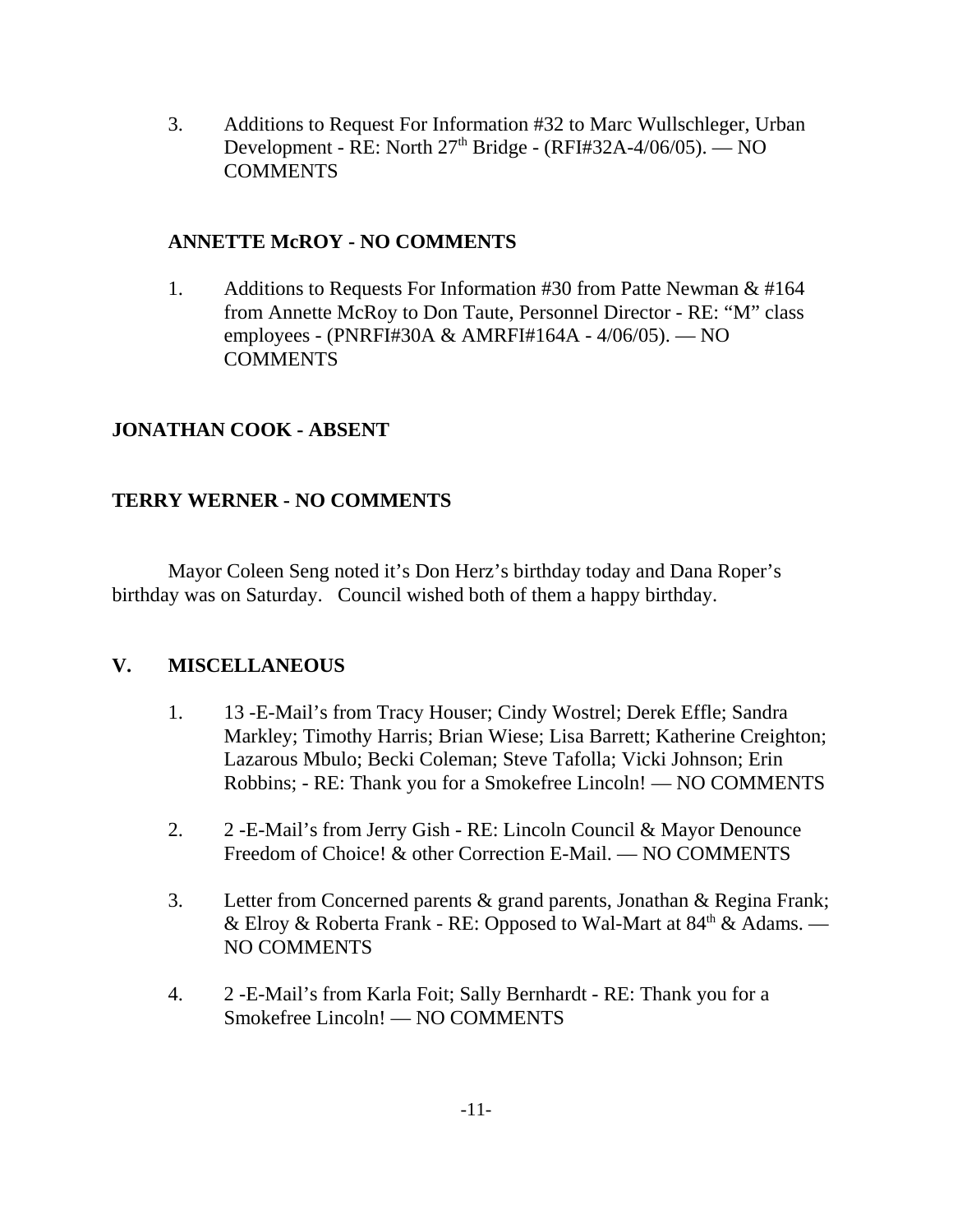3. Additions to Request For Information #32 to Marc Wullschleger, Urban Development - RE: North 27th Bridge - (RFI#32A-4/06/05). — NO COMMENTS

**ANNETTE McROY - NO COMMENTS**

1. Additions to Requests For Information #30 from Patte Newman & #164 from Annette McRoy to Don Taute, Personnel Director - RE: "M" class employees - (PNRFI#30A & AMRFI#164A - 4/06/05). — NO COMMENTS

**JONATHAN COOK - ABSENT**

**TERRY WERNER - NO COMMENTS**

Mayor Coleen Seng noted it's Don Herz's birthday today and Dana Roper's birthday was on Saturday. Council wished both of them a happy birthday.

## V. MISCELLANEOUS

1. 13 -E-Mail's from Tracy Houser; Cindy Wostrel; Derek Effle; Sandra Markley; Timothy Harris; Brian Wiese; Lisa Barrett; Katherine Creighton; Lazarous Mbulo; Becki Coleman; Steve Tafolla; Vicki Johnson; Erin Robbins; - RE: Thank you for a Smokefree Lincoln! — NO COMMENTS

2. 2 -E-Mail's from Jerry Gish - RE: Lincoln Council & Mayor Denounce Freedom of Choice! & other Correction E-Mail. — NO COMMENTS

3. Letter from Concerned parents & grand parents, Jonathan & Regina Frank; & Elroy & Roberta Frank - RE: Opposed to Wal-Mart at 84th & Adams. — NO COMMENTS

4. 2 -E-Mail's from Karla Foit; Sally Bernhardt - RE: Thank you for a Smokefree Lincoln! — NO COMMENTS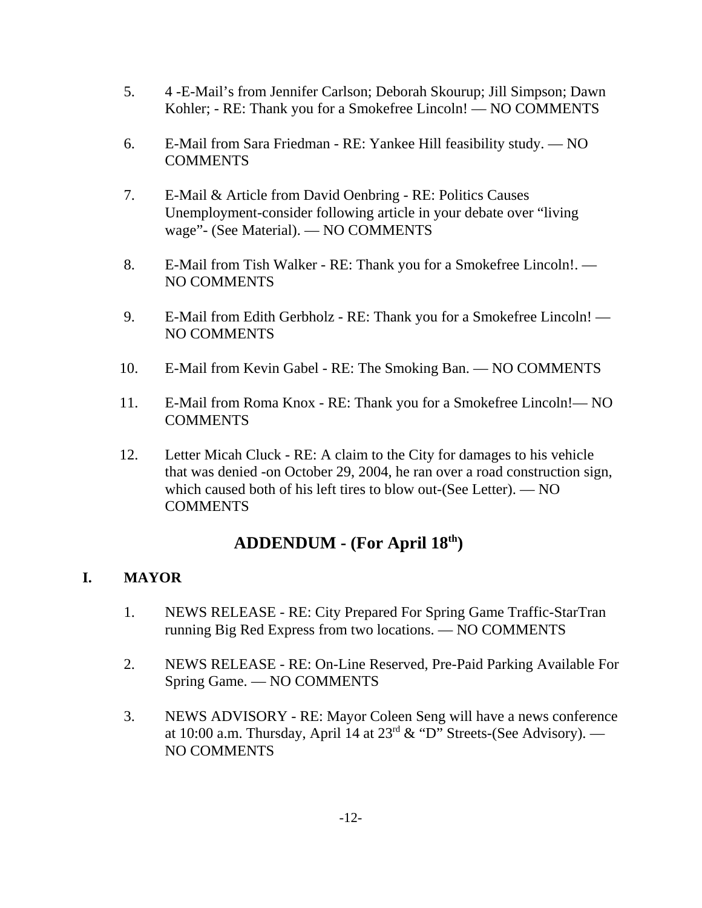5. 4 -E-Mail's from Jennifer Carlson; Deborah Skourup; Jill Simpson; Dawn Kohler; - RE: Thank you for a Smokefree Lincoln! — NO COMMENTS

6. E-Mail from Sara Friedman - RE: Yankee Hill feasibility study. — NO COMMENTS

7. E-Mail & Article from David Oenbring - RE: Politics Causes Unemployment-consider following article in your debate over "living wage"- (See Material). — NO COMMENTS

8. E-Mail from Tish Walker - RE: Thank you for a Smokefree Lincoln!. — NO COMMENTS

9. E-Mail from Edith Gerbholz - RE: Thank you for a Smokefree Lincoln! — NO COMMENTS

10. E-Mail from Kevin Gabel - RE: The Smoking Ban. — NO COMMENTS

11. E-Mail from Roma Knox - RE: Thank you for a Smokefree Lincoln!— NO COMMENTS

12. Letter Micah Cluck - RE: A claim to the City for damages to his vehicle that was denied -on October 29, 2004, he ran over a road construction sign, which caused both of his left tires to blow out-(See Letter). — NO COMMENTS

## ADDENDUM - (For April 18th)

### I. MAYOR

1. NEWS RELEASE - RE: City Prepared For Spring Game Traffic-StarTran running Big Red Express from two locations. — NO COMMENTS

2. NEWS RELEASE - RE: On-Line Reserved, Pre-Paid Parking Available For Spring Game. — NO COMMENTS

3. NEWS ADVISORY - RE: Mayor Coleen Seng will have a news conference at 10:00 a.m. Thursday, April 14 at 23rd & "D" Streets-(See Advisory). — NO COMMENTS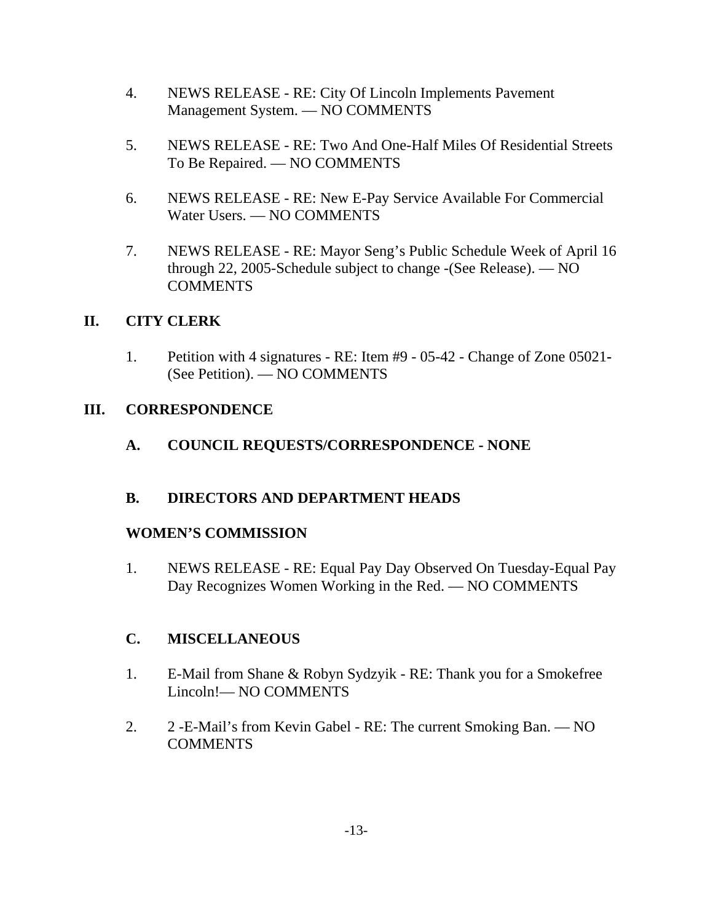4. NEWS RELEASE - RE: City Of Lincoln Implements Pavement Management System. — NO COMMENTS

5. NEWS RELEASE - RE: Two And One-Half Miles Of Residential Streets To Be Repaired. — NO COMMENTS

6. NEWS RELEASE - RE: New E-Pay Service Available For Commercial Water Users. — NO COMMENTS

7. NEWS RELEASE - RE: Mayor Seng's Public Schedule Week of April 16 through 22, 2005-Schedule subject to change -(See Release). — NO COMMENTS

## II. CITY CLERK

1. Petition with 4 signatures - RE: Item #9 - 05-42 - Change of Zone 05021-(See Petition). — NO COMMENTS

## III. CORRESPONDENCE

### A. COUNCIL REQUESTS/CORRESPONDENCE - NONE

### B. DIRECTORS AND DEPARTMENT HEADS

**WOMEN'S COMMISSION**

1. NEWS RELEASE - RE: Equal Pay Day Observed On Tuesday-Equal Pay Day Recognizes Women Working in the Red. — NO COMMENTS

### C. MISCELLANEOUS

1. E-Mail from Shane & Robyn Sydzyik - RE: Thank you for a Smokefree Lincoln!— NO COMMENTS

2. 2 -E-Mail's from Kevin Gabel - RE: The current Smoking Ban. — NO COMMENTS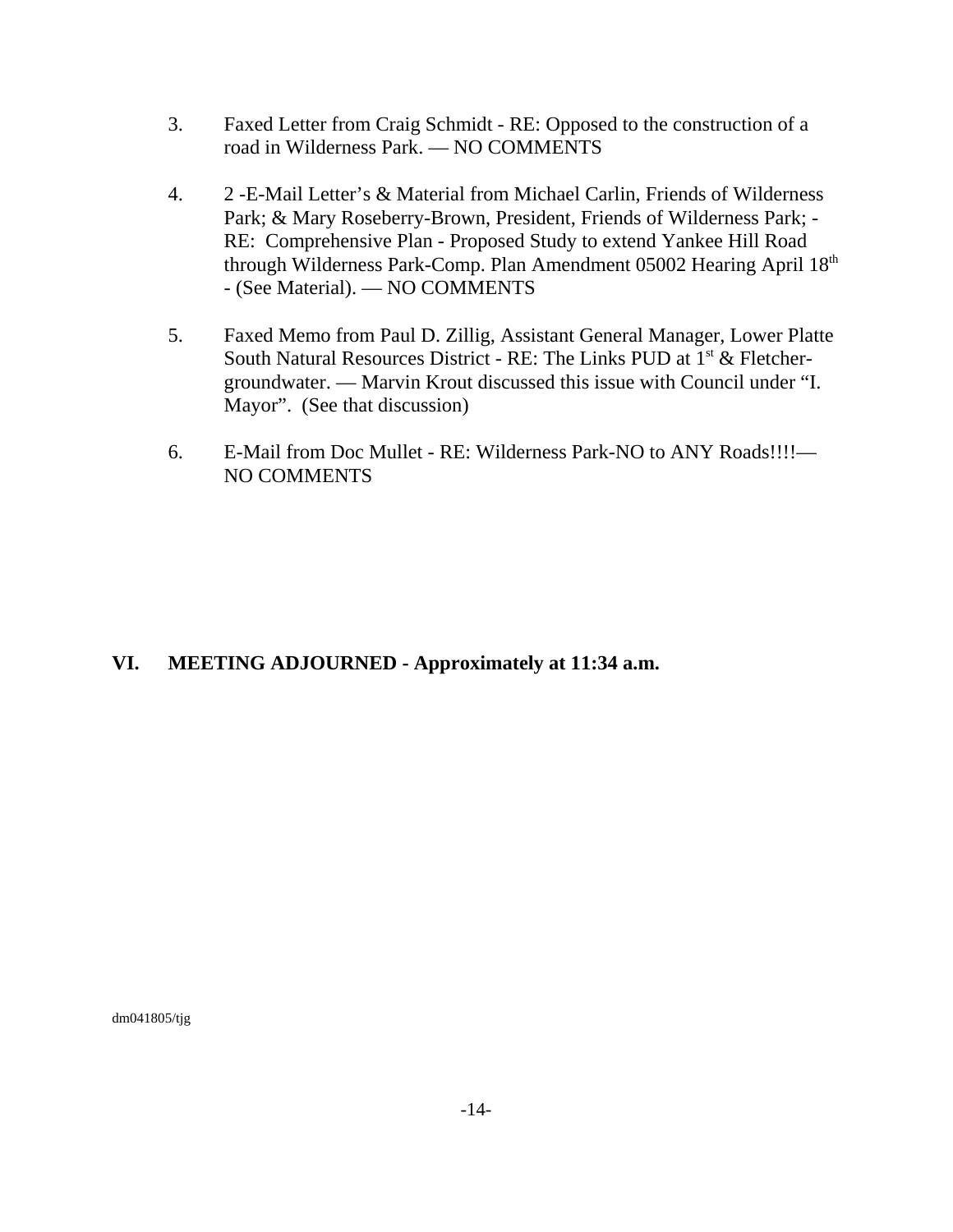3. Faxed Letter from Craig Schmidt - RE: Opposed to the construction of a road in Wilderness Park. — NO COMMENTS

4. 2 -E-Mail Letter's & Material from Michael Carlin, Friends of Wilderness Park; & Mary Roseberry-Brown, President, Friends of Wilderness Park; - RE: Comprehensive Plan - Proposed Study to extend Yankee Hill Road through Wilderness Park-Comp. Plan Amendment 05002 Hearing April 18th - (See Material). — NO COMMENTS

5. Faxed Memo from Paul D. Zillig, Assistant General Manager, Lower Platte South Natural Resources District - RE: The Links PUD at 1st & Fletcher-groundwater. — Marvin Krout discussed this issue with Council under "I. Mayor". (See that discussion)

6. E-Mail from Doc Mullet - RE: Wilderness Park-NO to ANY Roads!!!!— NO COMMENTS

## VI. MEETING ADJOURNED - Approximately at 11:34 a.m.

dm041805/tjg